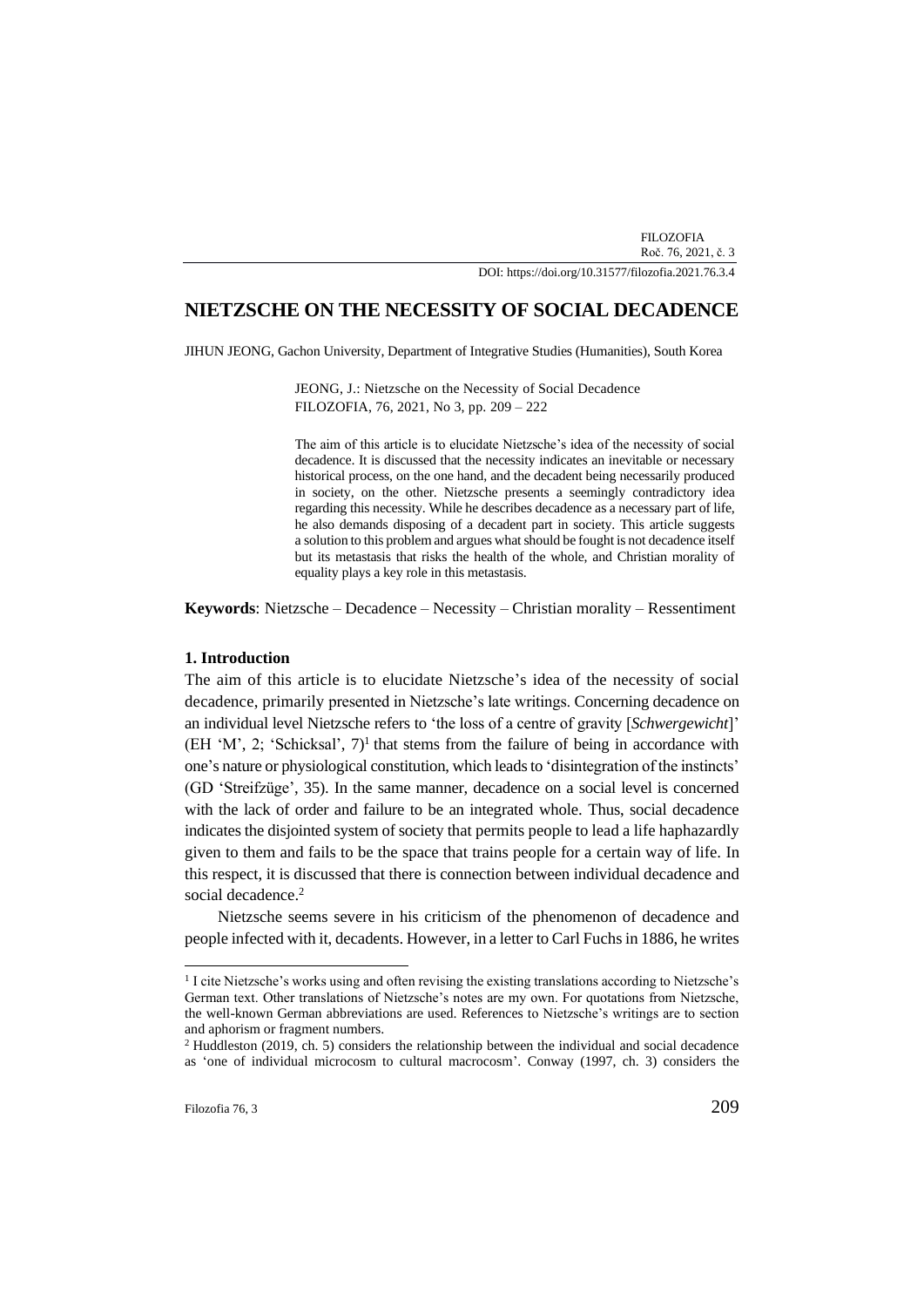DOI: https://doi.org/10.31577/filozofia.2021.76.3.4

# NIETZSCHE ON THE NECESSITY OF SOCIAL DECADENCE

JIHUN JEONG, Gachon University, Department of Integrative Studies (Humanities), South Korea

JEONG, J.: Nietzsche on the Necessity of Social Decadence
FILOZOFIA, 76, 2021, No 3, pp. 209 – 222

The aim of this article is to elucidate Nietzsche's idea of the necessity of social decadence. It is discussed that the necessity indicates an inevitable or necessary historical process, on the one hand, and the decadent being necessarily produced in society, on the other. Nietzsche presents a seemingly contradictory idea regarding this necessity. While he describes decadence as a necessary part of life, he also demands disposing of a decadent part in society. This article suggests a solution to this problem and argues what should be fought is not decadence itself but its metastasis that risks the health of the whole, and Christian morality of equality plays a key role in this metastasis.

**Keywords**: Nietzsche – Decadence – Necessity – Christian morality – Ressentiment

## 1. Introduction

The aim of this article is to elucidate Nietzsche's idea of the necessity of social decadence, primarily presented in Nietzsche's late writings. Concerning decadence on an individual level Nietzsche refers to 'the loss of a centre of gravity [*Schwergewicht*]' (EH 'M', 2; 'Schicksal', 7)[1] that stems from the failure of being in accordance with one's nature or physiological constitution, which leads to 'disintegration of the instincts' (GD 'Streifzüge', 35). In the same manner, decadence on a social level is concerned with the lack of order and failure to be an integrated whole. Thus, social decadence indicates the disjointed system of society that permits people to lead a life haphazardly given to them and fails to be the space that trains people for a certain way of life. In this respect, it is discussed that there is connection between individual decadence and social decadence.[2]

Nietzsche seems severe in his criticism of the phenomenon of decadence and people infected with it, decadents. However, in a letter to Carl Fuchs in 1886, he writes

[1] I cite Nietzsche's works using and often revising the existing translations according to Nietzsche's German text. Other translations of Nietzsche's notes are my own. For quotations from Nietzsche, the well-known German abbreviations are used. References to Nietzsche's writings are to section and aphorism or fragment numbers.

[2] Huddleston (2019, ch. 5) considers the relationship between the individual and social decadence as 'one of individual microcosm to cultural macrocosm'. Conway (1997, ch. 3) considers the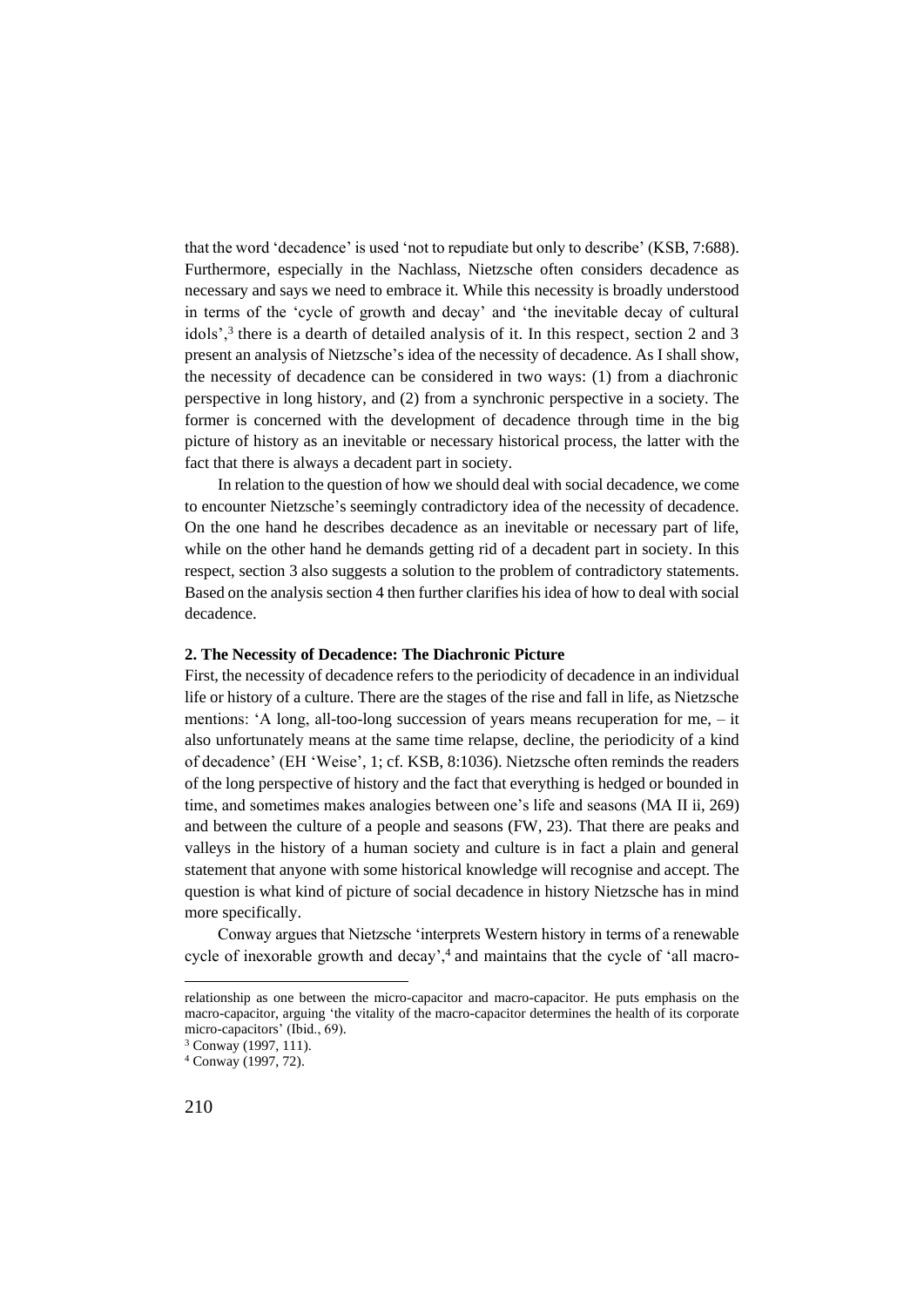that the word 'decadence' is used 'not to repudiate but only to describe' (KSB, 7:688). Furthermore, especially in the Nachlass, Nietzsche often considers decadence as necessary and says we need to embrace it. While this necessity is broadly understood in terms of the 'cycle of growth and decay' and 'the inevitable decay of cultural idols',[3] there is a dearth of detailed analysis of it. In this respect, section 2 and 3 present an analysis of Nietzsche's idea of the necessity of decadence. As I shall show, the necessity of decadence can be considered in two ways: (1) from a diachronic perspective in long history, and (2) from a synchronic perspective in a society. The former is concerned with the development of decadence through time in the big picture of history as an inevitable or necessary historical process, the latter with the fact that there is always a decadent part in society.

In relation to the question of how we should deal with social decadence, we come to encounter Nietzsche's seemingly contradictory idea of the necessity of decadence. On the one hand he describes decadence as an inevitable or necessary part of life, while on the other hand he demands getting rid of a decadent part in society. In this respect, section 3 also suggests a solution to the problem of contradictory statements. Based on the analysis section 4 then further clarifies his idea of how to deal with social decadence.

## 2. The Necessity of Decadence: The Diachronic Picture

First, the necessity of decadence refers to the periodicity of decadence in an individual life or history of a culture. There are the stages of the rise and fall in life, as Nietzsche mentions: 'A long, all-too-long succession of years means recuperation for me, – it also unfortunately means at the same time relapse, decline, the periodicity of a kind of decadence' (EH 'Weise', 1; cf. KSB, 8:1036). Nietzsche often reminds the readers of the long perspective of history and the fact that everything is hedged or bounded in time, and sometimes makes analogies between one's life and seasons (MA II ii, 269) and between the culture of a people and seasons (FW, 23). That there are peaks and valleys in the history of a human society and culture is in fact a plain and general statement that anyone with some historical knowledge will recognise and accept. The question is what kind of picture of social decadence in history Nietzsche has in mind more specifically.

Conway argues that Nietzsche 'interprets Western history in terms of a renewable cycle of inexorable growth and decay',[4] and maintains that the cycle of 'all macro-

---

relationship as one between the micro-capacitor and macro-capacitor. He puts emphasis on the macro-capacitor, arguing 'the vitality of the macro-capacitor determines the health of its corporate micro-capacitors' (Ibid., 69).

[3] Conway (1997, 111).

[4] Conway (1997, 72).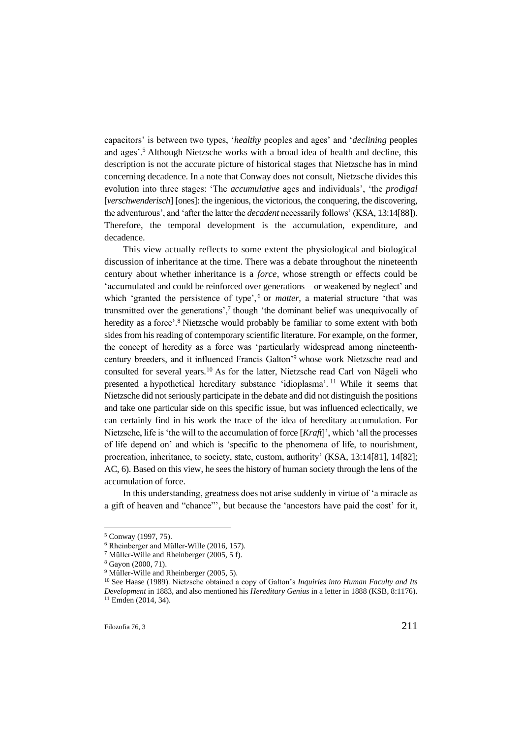capacitors' is between two types, '*healthy* peoples and ages' and '*declining* peoples and ages'.[5] Although Nietzsche works with a broad idea of health and decline, this description is not the accurate picture of historical stages that Nietzsche has in mind concerning decadence. In a note that Conway does not consult, Nietzsche divides this evolution into three stages: 'The *accumulative* ages and individuals', 'the *prodigal* [*verschwenderisch*] [ones]: the ingenious, the victorious, the conquering, the discovering, the adventurous', and 'after the latter the *decadent* necessarily follows' (KSA, 13:14[88]). Therefore, the temporal development is the accumulation, expenditure, and decadence.

This view actually reflects to some extent the physiological and biological discussion of inheritance at the time. There was a debate throughout the nineteenth century about whether inheritance is a *force*, whose strength or effects could be 'accumulated and could be reinforced over generations – or weakened by neglect' and which 'granted the persistence of type',[6] or *matter*, a material structure 'that was transmitted over the generations',[7] though 'the dominant belief was unequivocally of heredity as a force'.[8] Nietzsche would probably be familiar to some extent with both sides from his reading of contemporary scientific literature. For example, on the former, the concept of heredity as a force was 'particularly widespread among nineteenth-century breeders, and it influenced Francis Galton'[9] whose work Nietzsche read and consulted for several years.[10] As for the latter, Nietzsche read Carl von Nägeli who presented a hypothetical hereditary substance 'idioplasma'.[11] While it seems that Nietzsche did not seriously participate in the debate and did not distinguish the positions and take one particular side on this specific issue, but was influenced eclectically, we can certainly find in his work the trace of the idea of hereditary accumulation. For Nietzsche, life is 'the will to the accumulation of force [*Kraft*]', which 'all the processes of life depend on' and which is 'specific to the phenomena of life, to nourishment, procreation, inheritance, to society, state, custom, authority' (KSA, 13:14[81], 14[82]; AC, 6). Based on this view, he sees the history of human society through the lens of the accumulation of force.

In this understanding, greatness does not arise suddenly in virtue of 'a miracle as a gift of heaven and "chance"', but because the 'ancestors have paid the cost' for it,

---

[5] Conway (1997, 75).

[6] Rheinberger and Müller-Wille (2016, 157).

[7] Müller-Wille and Rheinberger (2005, 5 f).

[8] Gayon (2000, 71).

[9] Müller-Wille and Rheinberger (2005, 5).

[10] See Haase (1989). Nietzsche obtained a copy of Galton's *Inquiries into Human Faculty and Its Development* in 1883, and also mentioned his *Hereditary Genius* in a letter in 1888 (KSB, 8:1176).

[11] Emden (2014, 34).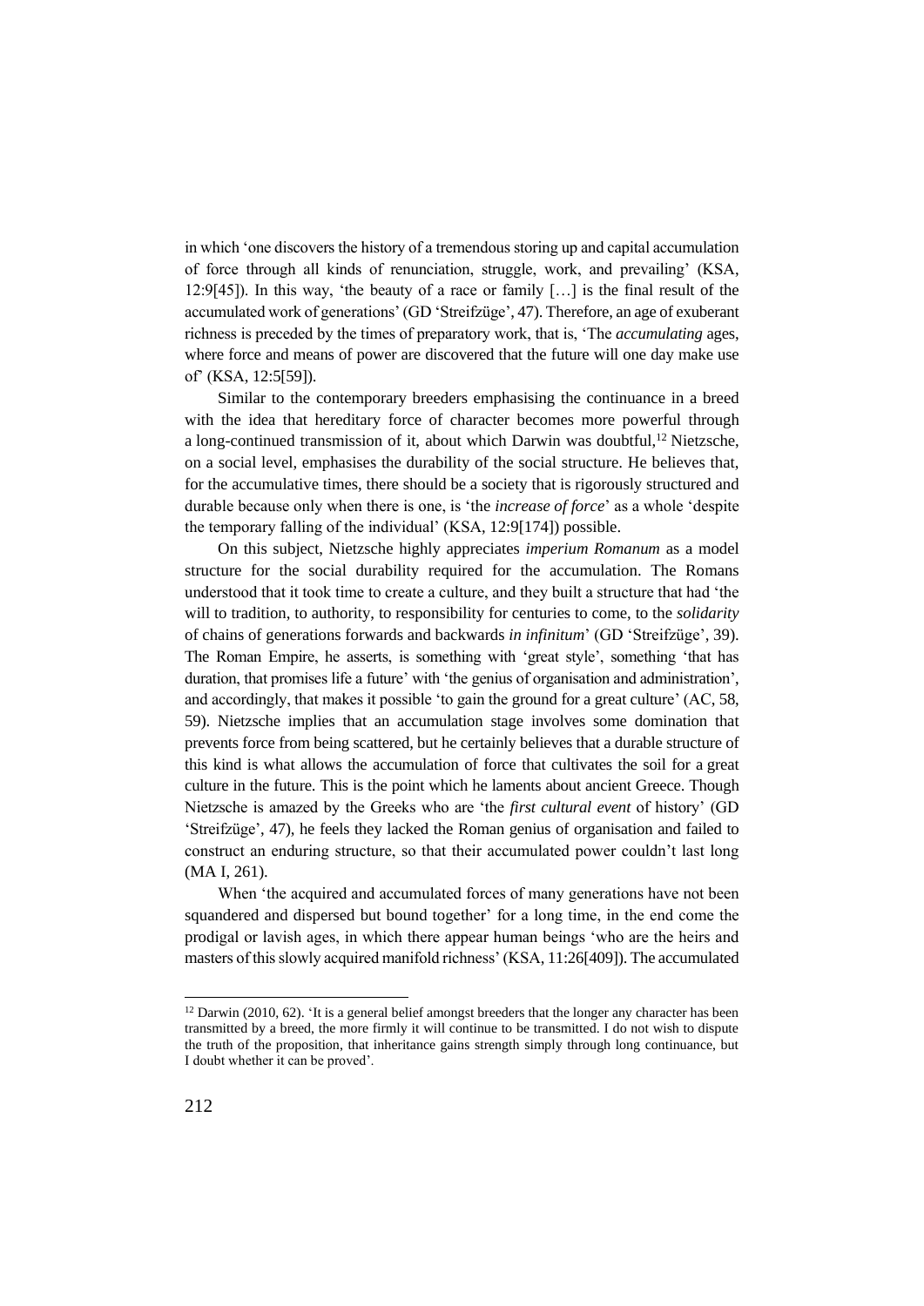in which 'one discovers the history of a tremendous storing up and capital accumulation of force through all kinds of renunciation, struggle, work, and prevailing' (KSA, 12:9[45]). In this way, 'the beauty of a race or family […] is the final result of the accumulated work of generations' (GD 'Streifzüge', 47). Therefore, an age of exuberant richness is preceded by the times of preparatory work, that is, 'The *accumulating* ages, where force and means of power are discovered that the future will one day make use of' (KSA, 12:5[59]).

Similar to the contemporary breeders emphasising the continuance in a breed with the idea that hereditary force of character becomes more powerful through a long-continued transmission of it, about which Darwin was doubtful,[12] Nietzsche, on a social level, emphasises the durability of the social structure. He believes that, for the accumulative times, there should be a society that is rigorously structured and durable because only when there is one, is 'the *increase of force*' as a whole 'despite the temporary falling of the individual' (KSA, 12:9[174]) possible.

On this subject, Nietzsche highly appreciates *imperium Romanum* as a model structure for the social durability required for the accumulation. The Romans understood that it took time to create a culture, and they built a structure that had 'the will to tradition, to authority, to responsibility for centuries to come, to the *solidarity* of chains of generations forwards and backwards *in infinitum*' (GD 'Streifzüge', 39). The Roman Empire, he asserts, is something with 'great style', something 'that has duration, that promises life a future' with 'the genius of organisation and administration', and accordingly, that makes it possible 'to gain the ground for a great culture' (AC, 58, 59). Nietzsche implies that an accumulation stage involves some domination that prevents force from being scattered, but he certainly believes that a durable structure of this kind is what allows the accumulation of force that cultivates the soil for a great culture in the future. This is the point which he laments about ancient Greece. Though Nietzsche is amazed by the Greeks who are 'the *first cultural event* of history' (GD 'Streifzüge', 47), he feels they lacked the Roman genius of organisation and failed to construct an enduring structure, so that their accumulated power couldn't last long (MA I, 261).

When 'the acquired and accumulated forces of many generations have not been squandered and dispersed but bound together' for a long time, in the end come the prodigal or lavish ages, in which there appear human beings 'who are the heirs and masters of this slowly acquired manifold richness' (KSA, 11:26[409]). The accumulated

[12] Darwin (2010, 62). 'It is a general belief amongst breeders that the longer any character has been transmitted by a breed, the more firmly it will continue to be transmitted. I do not wish to dispute the truth of the proposition, that inheritance gains strength simply through long continuance, but I doubt whether it can be proved'.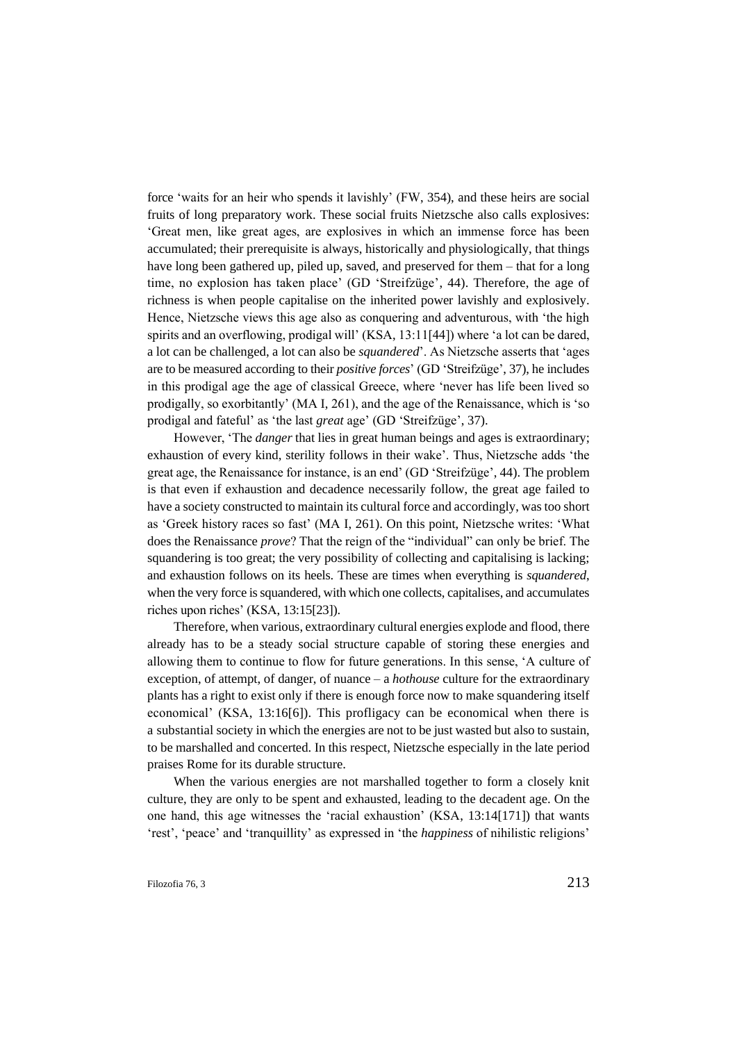force 'waits for an heir who spends it lavishly' (FW, 354), and these heirs are social fruits of long preparatory work. These social fruits Nietzsche also calls explosives: 'Great men, like great ages, are explosives in which an immense force has been accumulated; their prerequisite is always, historically and physiologically, that things have long been gathered up, piled up, saved, and preserved for them – that for a long time, no explosion has taken place' (GD 'Streifzüge', 44). Therefore, the age of richness is when people capitalise on the inherited power lavishly and explosively. Hence, Nietzsche views this age also as conquering and adventurous, with 'the high spirits and an overflowing, prodigal will' (KSA, 13:11[44]) where 'a lot can be dared, a lot can be challenged, a lot can also be *squandered*'. As Nietzsche asserts that 'ages are to be measured according to their *positive forces*' (GD 'Streifzüge', 37), he includes in this prodigal age the age of classical Greece, where 'never has life been lived so prodigally, so exorbitantly' (MA I, 261), and the age of the Renaissance, which is 'so prodigal and fateful' as 'the last *great* age' (GD 'Streifzüge', 37).

However, 'The *danger* that lies in great human beings and ages is extraordinary; exhaustion of every kind, sterility follows in their wake'. Thus, Nietzsche adds 'the great age, the Renaissance for instance, is an end' (GD 'Streifzüge', 44). The problem is that even if exhaustion and decadence necessarily follow, the great age failed to have a society constructed to maintain its cultural force and accordingly, was too short as 'Greek history races so fast' (MA I, 261). On this point, Nietzsche writes: 'What does the Renaissance *prove*? That the reign of the "individual" can only be brief. The squandering is too great; the very possibility of collecting and capitalising is lacking; and exhaustion follows on its heels. These are times when everything is *squandered*, when the very force is squandered, with which one collects, capitalises, and accumulates riches upon riches' (KSA, 13:15[23]).

Therefore, when various, extraordinary cultural energies explode and flood, there already has to be a steady social structure capable of storing these energies and allowing them to continue to flow for future generations. In this sense, 'A culture of exception, of attempt, of danger, of nuance – a *hothouse* culture for the extraordinary plants has a right to exist only if there is enough force now to make squandering itself economical' (KSA, 13:16[6]). This profligacy can be economical when there is a substantial society in which the energies are not to be just wasted but also to sustain, to be marshalled and concerted. In this respect, Nietzsche especially in the late period praises Rome for its durable structure.

When the various energies are not marshalled together to form a closely knit culture, they are only to be spent and exhausted, leading to the decadent age. On the one hand, this age witnesses the 'racial exhaustion' (KSA, 13:14[171]) that wants 'rest', 'peace' and 'tranquillity' as expressed in 'the *happiness* of nihilistic religions'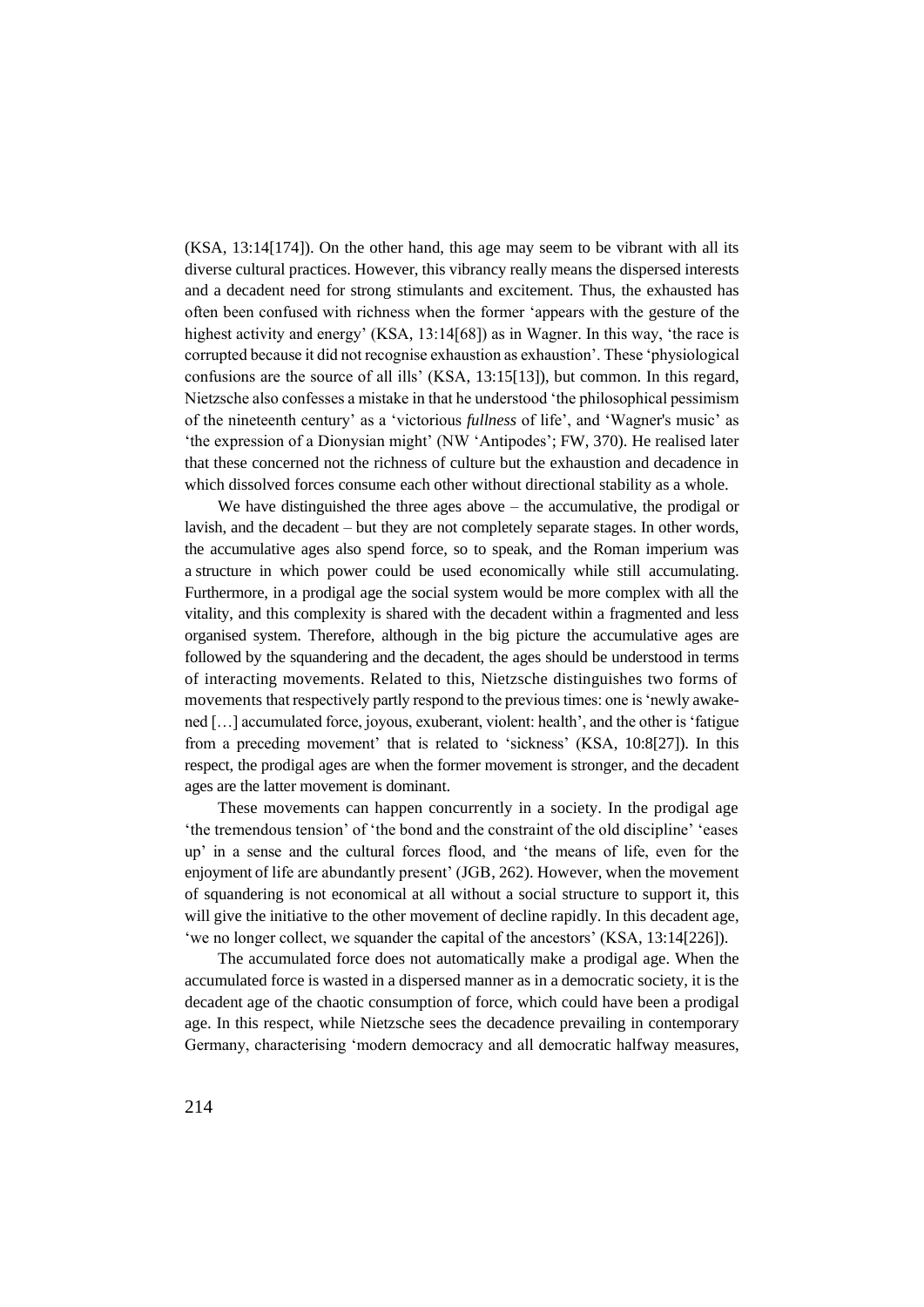(KSA, 13:14[174]). On the other hand, this age may seem to be vibrant with all its diverse cultural practices. However, this vibrancy really means the dispersed interests and a decadent need for strong stimulants and excitement. Thus, the exhausted has often been confused with richness when the former 'appears with the gesture of the highest activity and energy' (KSA, 13:14[68]) as in Wagner. In this way, 'the race is corrupted because it did not recognise exhaustion as exhaustion'. These 'physiological confusions are the source of all ills' (KSA, 13:15[13]), but common. In this regard, Nietzsche also confesses a mistake in that he understood 'the philosophical pessimism of the nineteenth century' as a 'victorious *fullness* of life', and 'Wagner's music' as 'the expression of a Dionysian might' (NW 'Antipodes'; FW, 370). He realised later that these concerned not the richness of culture but the exhaustion and decadence in which dissolved forces consume each other without directional stability as a whole.

We have distinguished the three ages above – the accumulative, the prodigal or lavish, and the decadent – but they are not completely separate stages. In other words, the accumulative ages also spend force, so to speak, and the Roman imperium was a structure in which power could be used economically while still accumulating. Furthermore, in a prodigal age the social system would be more complex with all the vitality, and this complexity is shared with the decadent within a fragmented and less organised system. Therefore, although in the big picture the accumulative ages are followed by the squandering and the decadent, the ages should be understood in terms of interacting movements. Related to this, Nietzsche distinguishes two forms of movements that respectively partly respond to the previous times: one is 'newly awakened […] accumulated force, joyous, exuberant, violent: health', and the other is 'fatigue from a preceding movement' that is related to 'sickness' (KSA, 10:8[27]). In this respect, the prodigal ages are when the former movement is stronger, and the decadent ages are the latter movement is dominant.

These movements can happen concurrently in a society. In the prodigal age 'the tremendous tension' of 'the bond and the constraint of the old discipline' 'eases up' in a sense and the cultural forces flood, and 'the means of life, even for the enjoyment of life are abundantly present' (JGB, 262). However, when the movement of squandering is not economical at all without a social structure to support it, this will give the initiative to the other movement of decline rapidly. In this decadent age, 'we no longer collect, we squander the capital of the ancestors' (KSA, 13:14[226]).

The accumulated force does not automatically make a prodigal age. When the accumulated force is wasted in a dispersed manner as in a democratic society, it is the decadent age of the chaotic consumption of force, which could have been a prodigal age. In this respect, while Nietzsche sees the decadence prevailing in contemporary Germany, characterising 'modern democracy and all democratic halfway measures,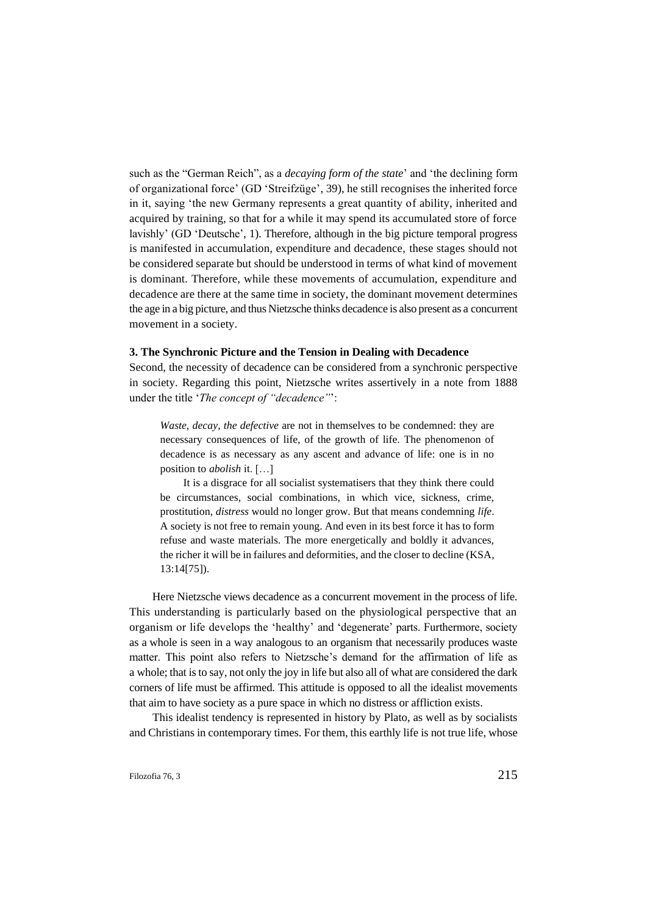such as the "German Reich", as a *decaying form of the state*' and 'the declining form of organizational force' (GD 'Streifzüge', 39), he still recognises the inherited force in it, saying 'the new Germany represents a great quantity of ability, inherited and acquired by training, so that for a while it may spend its accumulated store of force lavishly' (GD 'Deutsche', 1). Therefore, although in the big picture temporal progress is manifested in accumulation, expenditure and decadence, these stages should not be considered separate but should be understood in terms of what kind of movement is dominant. Therefore, while these movements of accumulation, expenditure and decadence are there at the same time in society, the dominant movement determines the age in a big picture, and thus Nietzsche thinks decadence is also present as a concurrent movement in a society.

### 3. The Synchronic Picture and the Tension in Dealing with Decadence

Second, the necessity of decadence can be considered from a synchronic perspective in society. Regarding this point, Nietzsche writes assertively in a note from 1888 under the title '*The concept of "decadence"*':

> *Waste, decay, the defective* are not in themselves to be condemned: they are necessary consequences of life, of the growth of life. The phenomenon of decadence is as necessary as any ascent and advance of life: one is in no position to *abolish* it. […]
>
> It is a disgrace for all socialist systematisers that they think there could be circumstances, social combinations, in which vice, sickness, crime, prostitution, *distress* would no longer grow. But that means condemning *life*. A society is not free to remain young. And even in its best force it has to form refuse and waste materials. The more energetically and boldly it advances, the richer it will be in failures and deformities, and the closer to decline (KSA, 13:14[75]).

Here Nietzsche views decadence as a concurrent movement in the process of life. This understanding is particularly based on the physiological perspective that an organism or life develops the 'healthy' and 'degenerate' parts. Furthermore, society as a whole is seen in a way analogous to an organism that necessarily produces waste matter. This point also refers to Nietzsche's demand for the affirmation of life as a whole; that is to say, not only the joy in life but also all of what are considered the dark corners of life must be affirmed. This attitude is opposed to all the idealist movements that aim to have society as a pure space in which no distress or affliction exists.

This idealist tendency is represented in history by Plato, as well as by socialists and Christians in contemporary times. For them, this earthly life is not true life, whose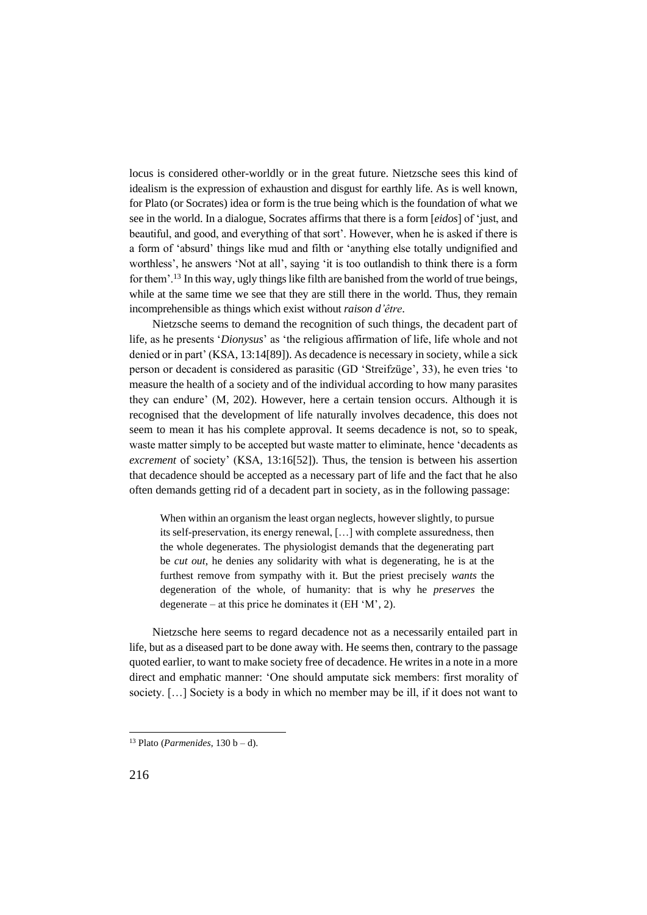locus is considered other-worldly or in the great future. Nietzsche sees this kind of idealism is the expression of exhaustion and disgust for earthly life. As is well known, for Plato (or Socrates) idea or form is the true being which is the foundation of what we see in the world. In a dialogue, Socrates affirms that there is a form [*eidos*] of 'just, and beautiful, and good, and everything of that sort'. However, when he is asked if there is a form of 'absurd' things like mud and filth or 'anything else totally undignified and worthless', he answers 'Not at all', saying 'it is too outlandish to think there is a form for them'.[13] In this way, ugly things like filth are banished from the world of true beings, while at the same time we see that they are still there in the world. Thus, they remain incomprehensible as things which exist without *raison d'être*.

Nietzsche seems to demand the recognition of such things, the decadent part of life, as he presents '*Dionysus*' as 'the religious affirmation of life, life whole and not denied or in part' (KSA, 13:14[89]). As decadence is necessary in society, while a sick person or decadent is considered as parasitic (GD 'Streifzüge', 33), he even tries 'to measure the health of a society and of the individual according to how many parasites they can endure' (M, 202). However, here a certain tension occurs. Although it is recognised that the development of life naturally involves decadence, this does not seem to mean it has his complete approval. It seems decadence is not, so to speak, waste matter simply to be accepted but waste matter to eliminate, hence 'decadents as *excrement* of society' (KSA, 13:16[52]). Thus, the tension is between his assertion that decadence should be accepted as a necessary part of life and the fact that he also often demands getting rid of a decadent part in society, as in the following passage:

> When within an organism the least organ neglects, however slightly, to pursue its self-preservation, its energy renewal, […] with complete assuredness, then the whole degenerates. The physiologist demands that the degenerating part be *cut out*, he denies any solidarity with what is degenerating, he is at the furthest remove from sympathy with it. But the priest precisely *wants* the degeneration of the whole, of humanity: that is why he *preserves* the degenerate – at this price he dominates it (EH 'M', 2).

Nietzsche here seems to regard decadence not as a necessarily entailed part in life, but as a diseased part to be done away with. He seems then, contrary to the passage quoted earlier, to want to make society free of decadence. He writes in a note in a more direct and emphatic manner: 'One should amputate sick members: first morality of society. […] Society is a body in which no member may be ill, if it does not want to

---

[13] Plato (*Parmenides*, 130 b – d).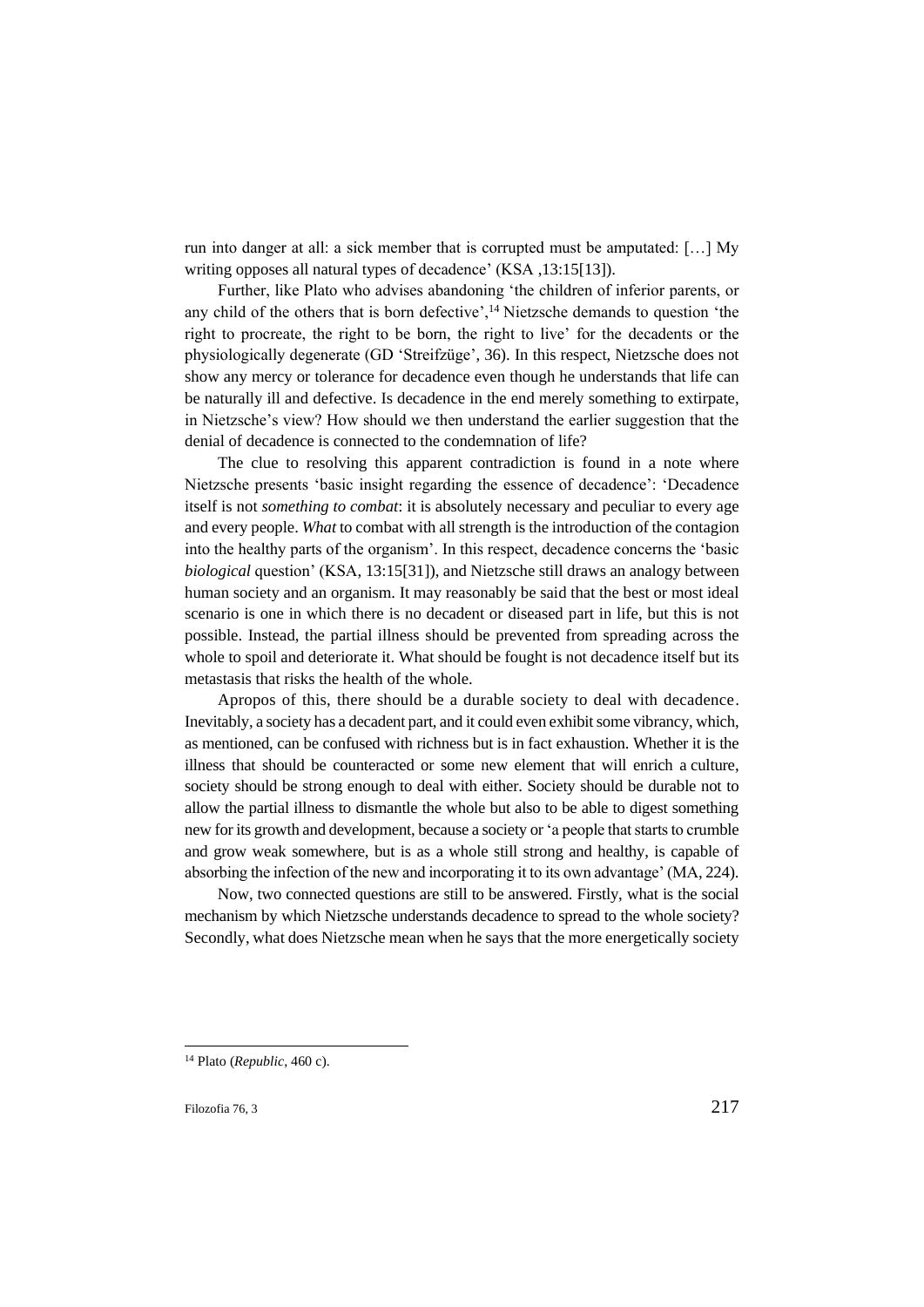run into danger at all: a sick member that is corrupted must be amputated: […] My writing opposes all natural types of decadence' (KSA ,13:15[13]).

Further, like Plato who advises abandoning 'the children of inferior parents, or any child of the others that is born defective',[14] Nietzsche demands to question 'the right to procreate, the right to be born, the right to live' for the decadents or the physiologically degenerate (GD 'Streifzüge', 36). In this respect, Nietzsche does not show any mercy or tolerance for decadence even though he understands that life can be naturally ill and defective. Is decadence in the end merely something to extirpate, in Nietzsche's view? How should we then understand the earlier suggestion that the denial of decadence is connected to the condemnation of life?

The clue to resolving this apparent contradiction is found in a note where Nietzsche presents 'basic insight regarding the essence of decadence': 'Decadence itself is not *something to combat*: it is absolutely necessary and peculiar to every age and every people. *What* to combat with all strength is the introduction of the contagion into the healthy parts of the organism'. In this respect, decadence concerns the 'basic *biological* question' (KSA, 13:15[31]), and Nietzsche still draws an analogy between human society and an organism. It may reasonably be said that the best or most ideal scenario is one in which there is no decadent or diseased part in life, but this is not possible. Instead, the partial illness should be prevented from spreading across the whole to spoil and deteriorate it. What should be fought is not decadence itself but its metastasis that risks the health of the whole.

Apropos of this, there should be a durable society to deal with decadence. Inevitably, a society has a decadent part, and it could even exhibit some vibrancy, which, as mentioned, can be confused with richness but is in fact exhaustion. Whether it is the illness that should be counteracted or some new element that will enrich a culture, society should be strong enough to deal with either. Society should be durable not to allow the partial illness to dismantle the whole but also to be able to digest something new for its growth and development, because a society or 'a people that starts to crumble and grow weak somewhere, but is as a whole still strong and healthy, is capable of absorbing the infection of the new and incorporating it to its own advantage' (MA, 224).

Now, two connected questions are still to be answered. Firstly, what is the social mechanism by which Nietzsche understands decadence to spread to the whole society? Secondly, what does Nietzsche mean when he says that the more energetically society

---

[14] Plato (*Republic*, 460 c).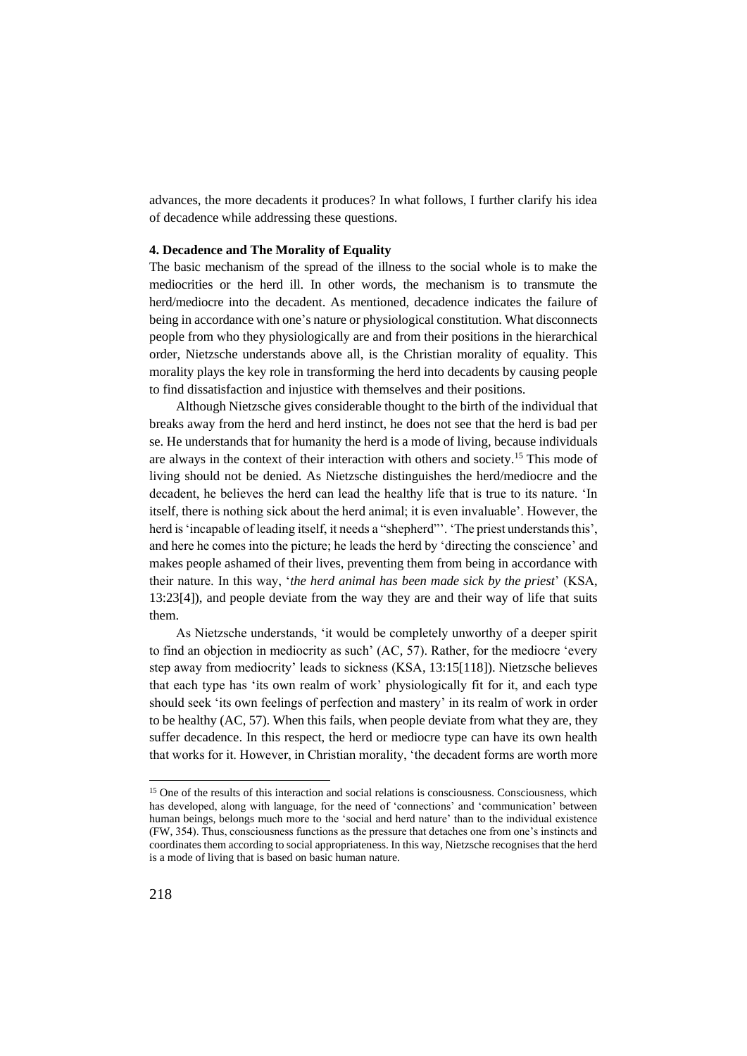advances, the more decadents it produces? In what follows, I further clarify his idea of decadence while addressing these questions.

### 4. Decadence and The Morality of Equality

The basic mechanism of the spread of the illness to the social whole is to make the mediocrities or the herd ill. In other words, the mechanism is to transmute the herd/mediocre into the decadent. As mentioned, decadence indicates the failure of being in accordance with one's nature or physiological constitution. What disconnects people from who they physiologically are and from their positions in the hierarchical order, Nietzsche understands above all, is the Christian morality of equality. This morality plays the key role in transforming the herd into decadents by causing people to find dissatisfaction and injustice with themselves and their positions.

Although Nietzsche gives considerable thought to the birth of the individual that breaks away from the herd and herd instinct, he does not see that the herd is bad per se. He understands that for humanity the herd is a mode of living, because individuals are always in the context of their interaction with others and society.[15] This mode of living should not be denied. As Nietzsche distinguishes the herd/mediocre and the decadent, he believes the herd can lead the healthy life that is true to its nature. 'In itself, there is nothing sick about the herd animal; it is even invaluable'. However, the herd is 'incapable of leading itself, it needs a "shepherd"'. 'The priest understands this', and here he comes into the picture; he leads the herd by 'directing the conscience' and makes people ashamed of their lives, preventing them from being in accordance with their nature. In this way, '*the herd animal has been made sick by the priest*' (KSA, 13:23[4]), and people deviate from the way they are and their way of life that suits them.

As Nietzsche understands, 'it would be completely unworthy of a deeper spirit to find an objection in mediocrity as such' (AC, 57). Rather, for the mediocre 'every step away from mediocrity' leads to sickness (KSA, 13:15[118]). Nietzsche believes that each type has 'its own realm of work' physiologically fit for it, and each type should seek 'its own feelings of perfection and mastery' in its realm of work in order to be healthy (AC, 57). When this fails, when people deviate from what they are, they suffer decadence. In this respect, the herd or mediocre type can have its own health that works for it. However, in Christian morality, 'the decadent forms are worth more

[15] One of the results of this interaction and social relations is consciousness. Consciousness, which has developed, along with language, for the need of 'connections' and 'communication' between human beings, belongs much more to the 'social and herd nature' than to the individual existence (FW, 354). Thus, consciousness functions as the pressure that detaches one from one's instincts and coordinates them according to social appropriateness. In this way, Nietzsche recognises that the herd is a mode of living that is based on basic human nature.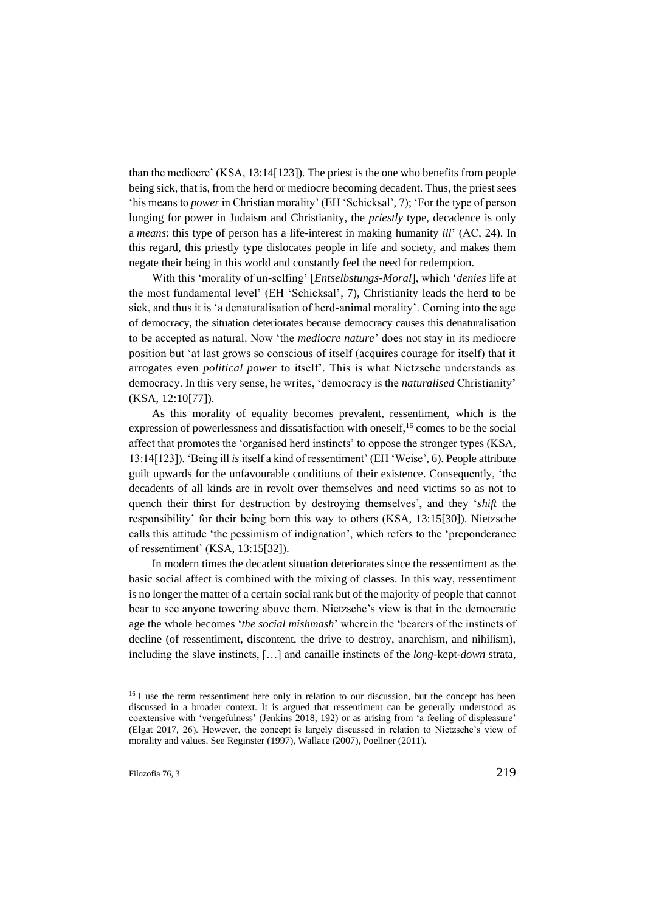than the mediocre' (KSA, 13:14[123]). The priest is the one who benefits from people being sick, that is, from the herd or mediocre becoming decadent. Thus, the priest sees 'his means to *power* in Christian morality' (EH 'Schicksal', 7); 'For the type of person longing for power in Judaism and Christianity, the *priestly* type, decadence is only a *means*: this type of person has a life-interest in making humanity *ill*' (AC, 24). In this regard, this priestly type dislocates people in life and society, and makes them negate their being in this world and constantly feel the need for redemption.

With this 'morality of un-selfing' [*Entselbstungs-Moral*], which '*denies* life at the most fundamental level' (EH 'Schicksal', 7), Christianity leads the herd to be sick, and thus it is 'a denaturalisation of herd-animal morality'. Coming into the age of democracy, the situation deteriorates because democracy causes this denaturalisation to be accepted as natural. Now 'the *mediocre nature*' does not stay in its mediocre position but 'at last grows so conscious of itself (acquires courage for itself) that it arrogates even *political power* to itself'. This is what Nietzsche understands as democracy. In this very sense, he writes, 'democracy is the *naturalised* Christianity' (KSA, 12:10[77]).

As this morality of equality becomes prevalent, ressentiment, which is the expression of powerlessness and dissatisfaction with oneself,[16] comes to be the social affect that promotes the 'organised herd instincts' to oppose the stronger types (KSA, 13:14[123]). 'Being ill *is* itself a kind of ressentiment' (EH 'Weise', 6). People attribute guilt upwards for the unfavourable conditions of their existence. Consequently, 'the decadents of all kinds are in revolt over themselves and need victims so as not to quench their thirst for destruction by destroying themselves', and they '*shift* the responsibility' for their being born this way to others (KSA, 13:15[30]). Nietzsche calls this attitude 'the pessimism of indignation', which refers to the 'preponderance of ressentiment' (KSA, 13:15[32]).

In modern times the decadent situation deteriorates since the ressentiment as the basic social affect is combined with the mixing of classes. In this way, ressentiment is no longer the matter of a certain social rank but of the majority of people that cannot bear to see anyone towering above them. Nietzsche's view is that in the democratic age the whole becomes '*the social mishmash*' wherein the 'bearers of the instincts of decline (of ressentiment, discontent, the drive to destroy, anarchism, and nihilism), including the slave instincts, […] and canaille instincts of the *long*-kept-*down* strata,

---

[16] I use the term ressentiment here only in relation to our discussion, but the concept has been discussed in a broader context. It is argued that ressentiment can be generally understood as coextensive with 'vengefulness' (Jenkins 2018, 192) or as arising from 'a feeling of displeasure' (Elgat 2017, 26). However, the concept is largely discussed in relation to Nietzsche's view of morality and values. See Reginster (1997), Wallace (2007), Poellner (2011).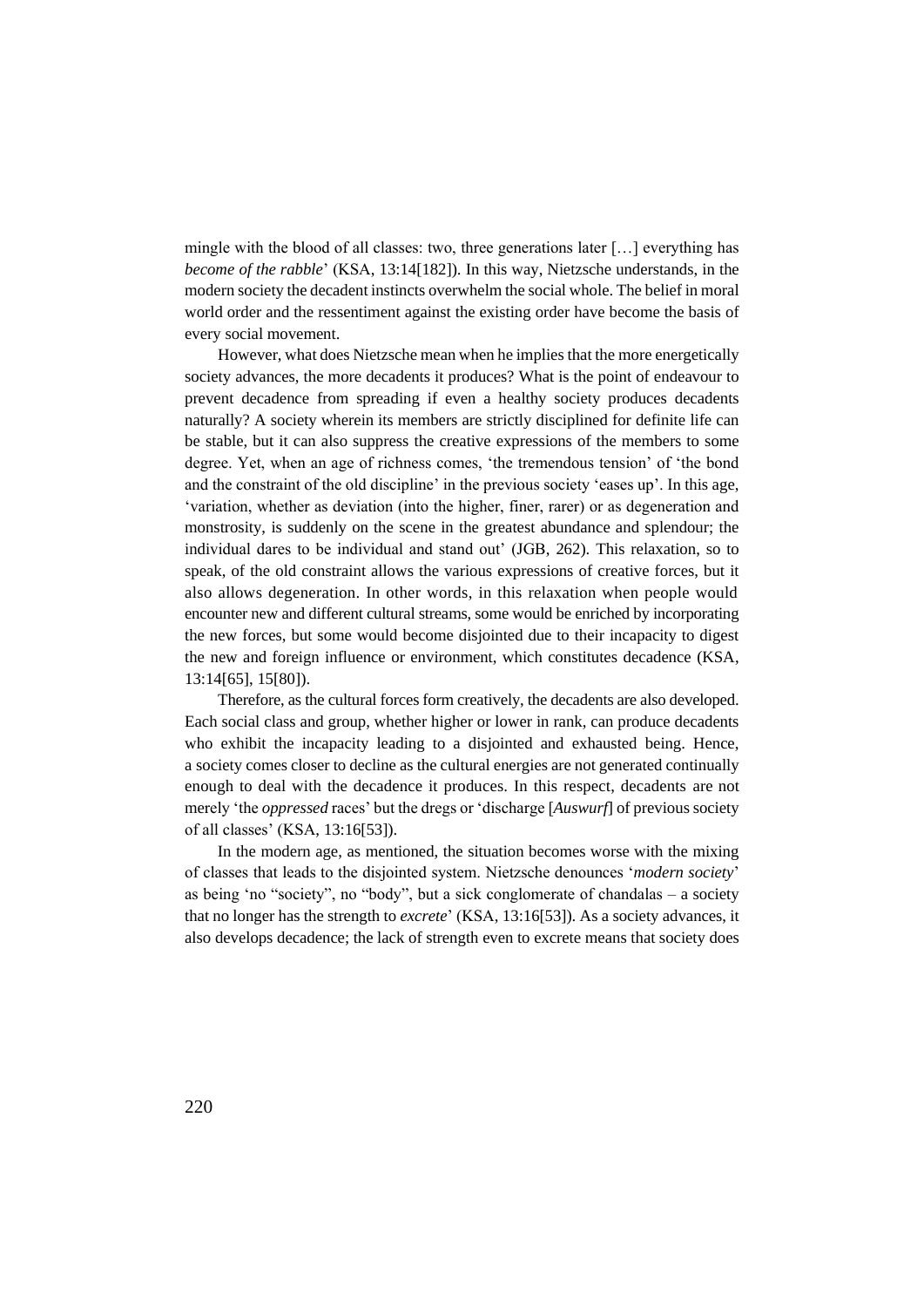mingle with the blood of all classes: two, three generations later […] everything has *become of the rabble*' (KSA, 13:14[182]). In this way, Nietzsche understands, in the modern society the decadent instincts overwhelm the social whole. The belief in moral world order and the ressentiment against the existing order have become the basis of every social movement.

However, what does Nietzsche mean when he implies that the more energetically society advances, the more decadents it produces? What is the point of endeavour to prevent decadence from spreading if even a healthy society produces decadents naturally? A society wherein its members are strictly disciplined for definite life can be stable, but it can also suppress the creative expressions of the members to some degree. Yet, when an age of richness comes, 'the tremendous tension' of 'the bond and the constraint of the old discipline' in the previous society 'eases up'. In this age, 'variation, whether as deviation (into the higher, finer, rarer) or as degeneration and monstrosity, is suddenly on the scene in the greatest abundance and splendour; the individual dares to be individual and stand out' (JGB, 262). This relaxation, so to speak, of the old constraint allows the various expressions of creative forces, but it also allows degeneration. In other words, in this relaxation when people would encounter new and different cultural streams, some would be enriched by incorporating the new forces, but some would become disjointed due to their incapacity to digest the new and foreign influence or environment, which constitutes decadence (KSA, 13:14[65], 15[80]).

Therefore, as the cultural forces form creatively, the decadents are also developed. Each social class and group, whether higher or lower in rank, can produce decadents who exhibit the incapacity leading to a disjointed and exhausted being. Hence, a society comes closer to decline as the cultural energies are not generated continually enough to deal with the decadence it produces. In this respect, decadents are not merely 'the *oppressed* races' but the dregs or 'discharge [*Auswurf*] of previous society of all classes' (KSA, 13:16[53]).

In the modern age, as mentioned, the situation becomes worse with the mixing of classes that leads to the disjointed system. Nietzsche denounces '*modern society*' as being 'no "society", no "body", but a sick conglomerate of chandalas – a society that no longer has the strength to *excrete*' (KSA, 13:16[53]). As a society advances, it also develops decadence; the lack of strength even to excrete means that society does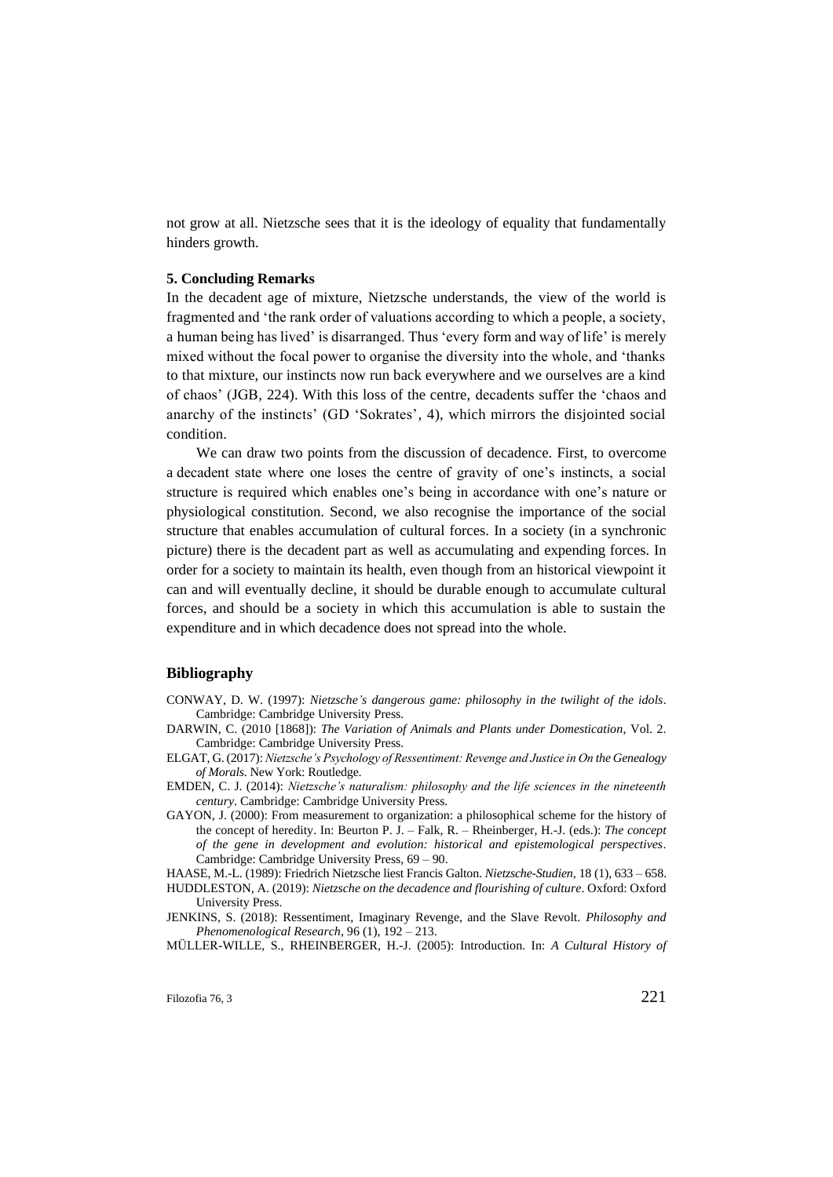not grow at all. Nietzsche sees that it is the ideology of equality that fundamentally hinders growth.

### 5. Concluding Remarks

In the decadent age of mixture, Nietzsche understands, the view of the world is fragmented and 'the rank order of valuations according to which a people, a society, a human being has lived' is disarranged. Thus 'every form and way of life' is merely mixed without the focal power to organise the diversity into the whole, and 'thanks to that mixture, our instincts now run back everywhere and we ourselves are a kind of chaos' (JGB, 224). With this loss of the centre, decadents suffer the 'chaos and anarchy of the instincts' (GD 'Sokrates', 4), which mirrors the disjointed social condition.

We can draw two points from the discussion of decadence. First, to overcome a decadent state where one loses the centre of gravity of one's instincts, a social structure is required which enables one's being in accordance with one's nature or physiological constitution. Second, we also recognise the importance of the social structure that enables accumulation of cultural forces. In a society (in a synchronic picture) there is the decadent part as well as accumulating and expending forces. In order for a society to maintain its health, even though from an historical viewpoint it can and will eventually decline, it should be durable enough to accumulate cultural forces, and should be a society in which this accumulation is able to sustain the expenditure and in which decadence does not spread into the whole.

### Bibliography

CONWAY, D. W. (1997): *Nietzsche's dangerous game: philosophy in the twilight of the idols*. Cambridge: Cambridge University Press.

DARWIN, C. (2010 [1868]): *The Variation of Animals and Plants under Domestication*, Vol. 2. Cambridge: Cambridge University Press.

ELGAT, G. (2017): *Nietzsche's Psychology of Ressentiment: Revenge and Justice in On the Genealogy of Morals*. New York: Routledge.

EMDEN, C. J. (2014): *Nietzsche's naturalism: philosophy and the life sciences in the nineteenth century*. Cambridge: Cambridge University Press.

GAYON, J. (2000): From measurement to organization: a philosophical scheme for the history of the concept of heredity. In: Beurton P. J. – Falk, R. – Rheinberger, H.-J. (eds.): *The concept of the gene in development and evolution: historical and epistemological perspectives*. Cambridge: Cambridge University Press, 69 – 90.

HAASE, M.-L. (1989): Friedrich Nietzsche liest Francis Galton. *Nietzsche-Studien*, 18 (1), 633 – 658.

HUDDLESTON, A. (2019): *Nietzsche on the decadence and flourishing of culture*. Oxford: Oxford University Press.

JENKINS, S. (2018): Ressentiment, Imaginary Revenge, and the Slave Revolt. *Philosophy and Phenomenological Research*, 96 (1), 192 – 213.

MÜLLER-WILLE, S., RHEINBERGER, H.-J. (2005): Introduction. In: *A Cultural History of*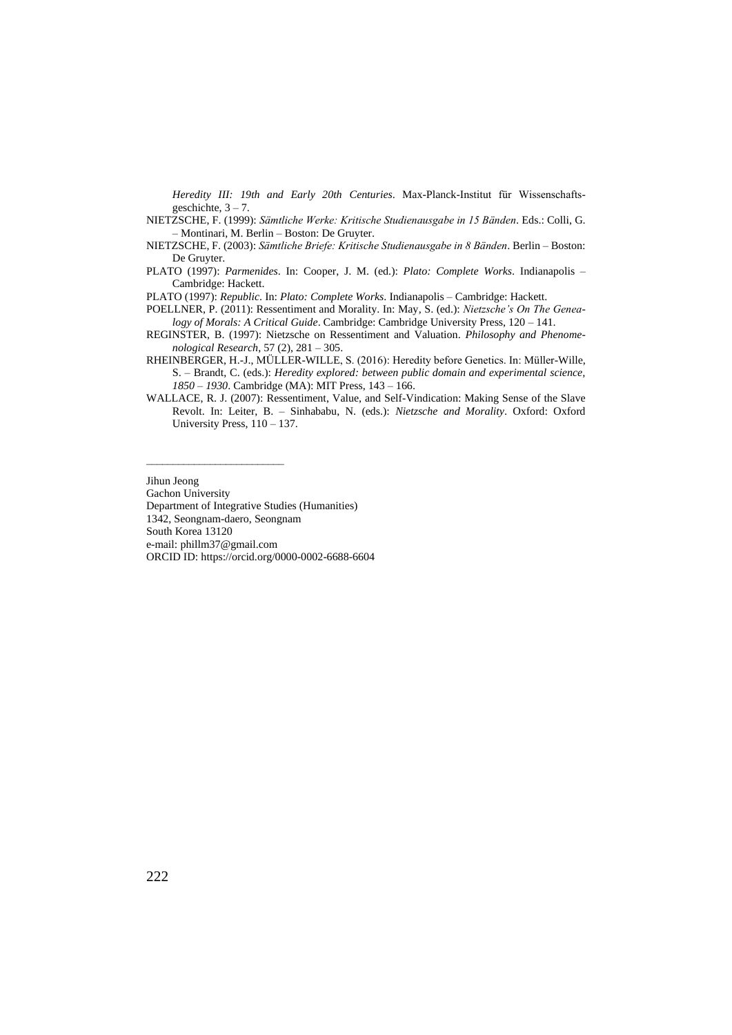*Heredity III: 19th and Early 20th Centuries*. Max-Planck-Institut für Wissenschaftsgeschichte, 3 – 7.

NIETZSCHE, F. (1999): *Sämtliche Werke: Kritische Studienausgabe in 15 Bänden*. Eds.: Colli, G. – Montinari, M. Berlin – Boston: De Gruyter.

NIETZSCHE, F. (2003): *Sämtliche Briefe: Kritische Studienausgabe in 8 Bänden*. Berlin – Boston: De Gruyter.

PLATO (1997): *Parmenides*. In: Cooper, J. M. (ed.): *Plato: Complete Works*. Indianapolis – Cambridge: Hackett.

PLATO (1997): *Republic*. In: *Plato: Complete Works*. Indianapolis – Cambridge: Hackett.

POELLNER, P. (2011): Ressentiment and Morality. In: May, S. (ed.): *Nietzsche's On The Genealogy of Morals: A Critical Guide*. Cambridge: Cambridge University Press, 120 – 141.

REGINSTER, B. (1997): Nietzsche on Ressentiment and Valuation. *Philosophy and Phenomenological Research*, 57 (2), 281 – 305.

RHEINBERGER, H.-J., MÜLLER-WILLE, S. (2016): Heredity before Genetics. In: Müller-Wille, S. – Brandt, C. (eds.): *Heredity explored: between public domain and experimental science, 1850 – 1930*. Cambridge (MA): MIT Press, 143 – 166.

WALLACE, R. J. (2007): Ressentiment, Value, and Self-Vindication: Making Sense of the Slave Revolt. In: Leiter, B. – Sinhababu, N. (eds.): *Nietzsche and Morality*. Oxford: Oxford University Press, 110 – 137.

---

Jihun Jeong
Gachon University
Department of Integrative Studies (Humanities)
1342, Seongnam-daero, Seongnam
South Korea 13120
e-mail: phillm37@gmail.com
ORCID ID: https://orcid.org/0000-0002-6688-6604